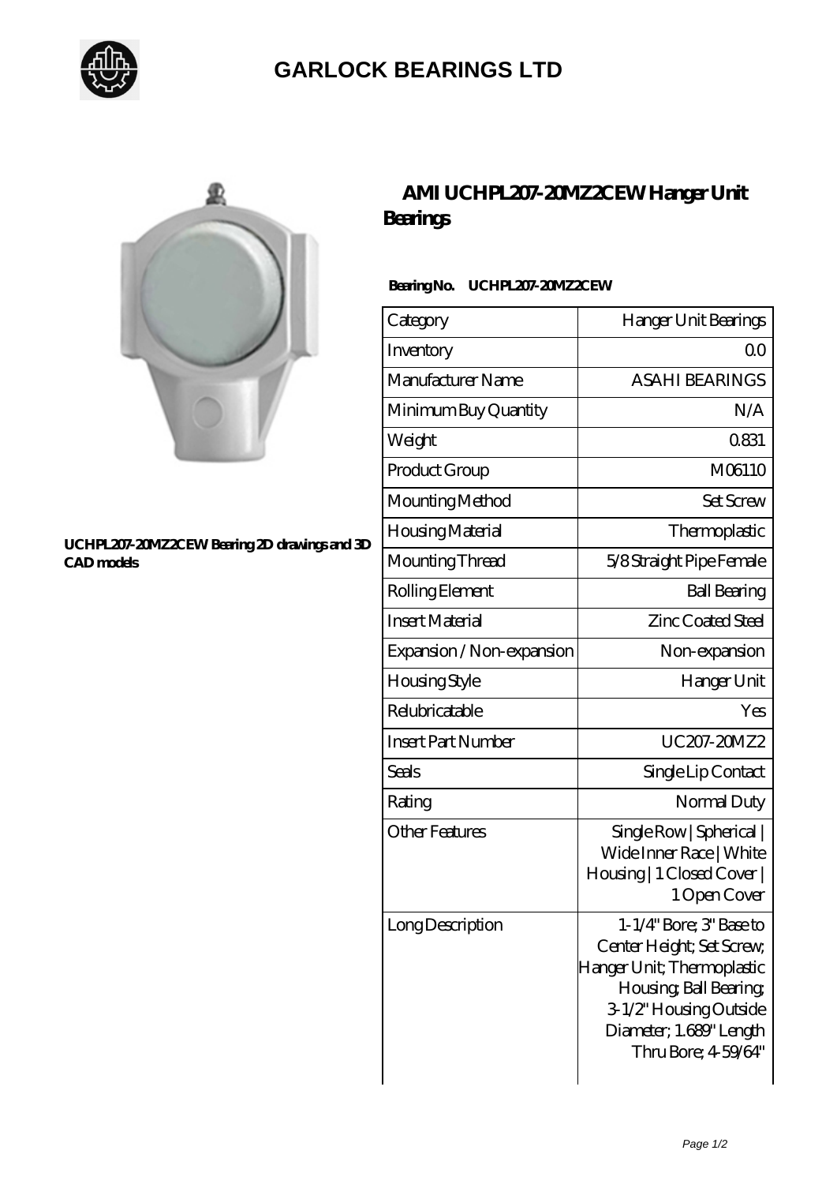# GARLOCK BEARINGS LTD

UCHPL207-20MZ2CEW Bearing 2D drawings and 3D CAD models

## AMI UCHPL207-20MZ2CEW Hanger Unit Bearings

**Bearing No. UCHPL207-20MZ2CEW**

| Category | Hanger Unit Bearings |
|---|---|
| Inventory | 0.0 |
| Manufacturer Name | ASAHI BEARINGS |
| Minimum Buy Quantity | N/A |
| Weight | 0.831 |
| Product Group | M06110 |
| Mounting Method | Set Screw |
| Housing Material | Thermoplastic |
| Mounting Thread | 5/8 Straight Pipe Female |
| Rolling Element | Ball Bearing |
| Insert Material | Zinc Coated Steel |
| Expansion / Non-expansion | Non-expansion |
| Housing Style | Hanger Unit |
| Relubricatable | Yes |
| Insert Part Number | UC207-20MZ2 |
| Seals | Single Lip Contact |
| Rating | Normal Duty |
| Other Features | Single Row \| Spherical \| Wide Inner Race \| White Housing \| 1 Closed Cover \| 1 Open Cover |
| Long Description | 1-1/4" Bore; 3" Base to Center Height; Set Screw; Hanger Unit; Thermoplastic Housing; Ball Bearing; 3-1/2" Housing Outside Diameter; 1.689" Length Thru Bore; 4-59/64" |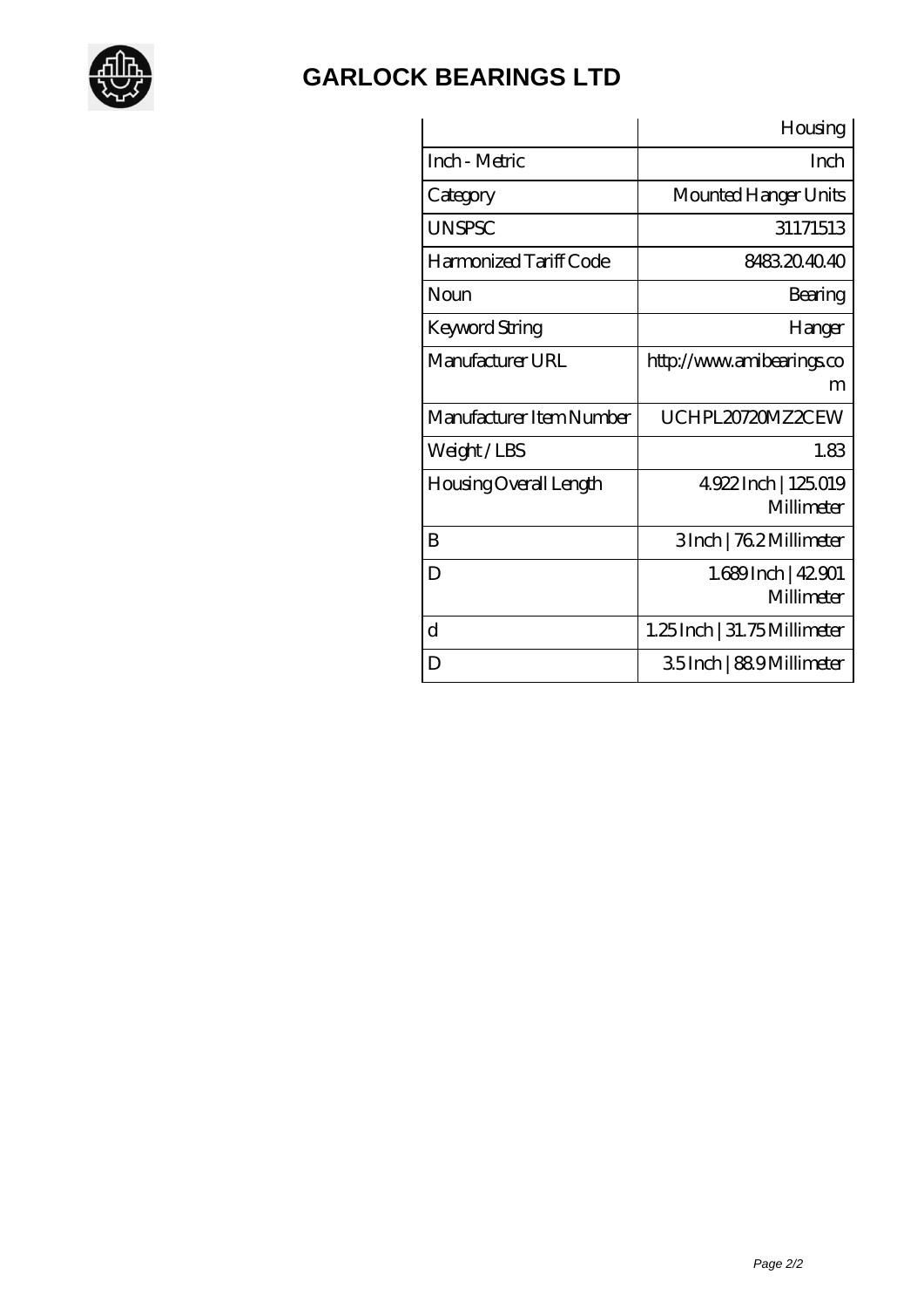| | |
|---|---|
| | Housing |
| Inch - Metric | Inch |
| Category | Mounted Hanger Units |
| UNSPSC | 31171513 |
| Harmonized Tariff Code | 8483.20.40.40 |
| Noun | Bearing |
| Keyword String | Hanger |
| Manufacturer URL | http://www.amibearings.com |
| Manufacturer Item Number | UCHPL20720MZ2CEW |
| Weight / LBS | 1.83 |
| Housing Overall Length | 4.922 Inch \| 125.019 Millimeter |
| B | 3 Inch \| 76.2 Millimeter |
| D | 1.689 Inch \| 42.901 Millimeter |
| d | 1.25 Inch \| 31.75 Millimeter |
| D | 3.5 Inch \| 88.9 Millimeter |